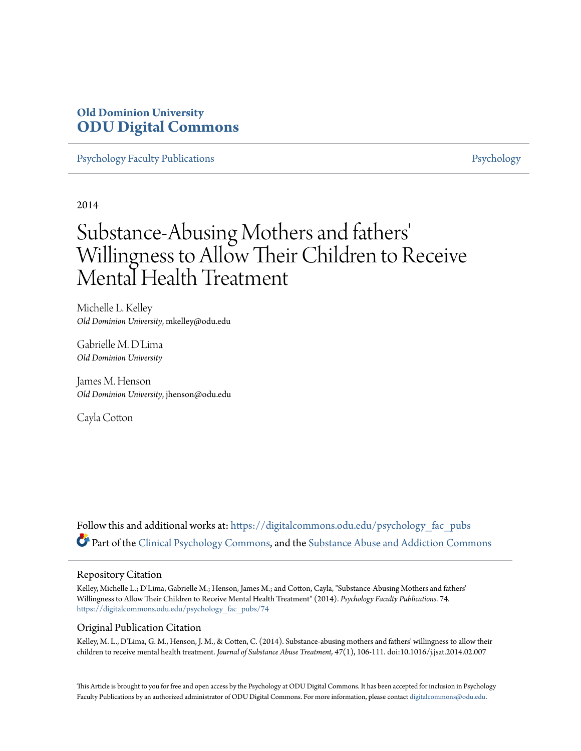**Old Dominion University**
**ODU Digital Commons**

Psychology Faculty Publications | Psychology

2014

# Substance-Abusing Mothers and fathers' Willingness to Allow Their Children to Receive Mental Health Treatment

Michelle L. Kelley
*Old Dominion University*, mkelley@odu.edu

Gabrielle M. D'Lima
*Old Dominion University*

James M. Henson
*Old Dominion University*, jhenson@odu.edu

Cayla Cotton

Follow this and additional works at: https://digitalcommons.odu.edu/psychology_fac_pubs

Part of the Clinical Psychology Commons, and the Substance Abuse and Addiction Commons

## Repository Citation

Kelley, Michelle L.; D'Lima, Gabrielle M.; Henson, James M.; and Cotton, Cayla, "Substance-Abusing Mothers and fathers' Willingness to Allow Their Children to Receive Mental Health Treatment" (2014). *Psychology Faculty Publications*. 74.
https://digitalcommons.odu.edu/psychology_fac_pubs/74

## Original Publication Citation

Kelley, M. L., D'Lima, G. M., Henson, J. M., & Cotten, C. (2014). Substance-abusing mothers and fathers' willingness to allow their children to receive mental health treatment. *Journal of Substance Abuse Treatment, 47*(1), 106-111. doi:10.1016/j.jsat.2014.02.007

This Article is brought to you for free and open access by the Psychology at ODU Digital Commons. It has been accepted for inclusion in Psychology Faculty Publications by an authorized administrator of ODU Digital Commons. For more information, please contact digitalcommons@odu.edu.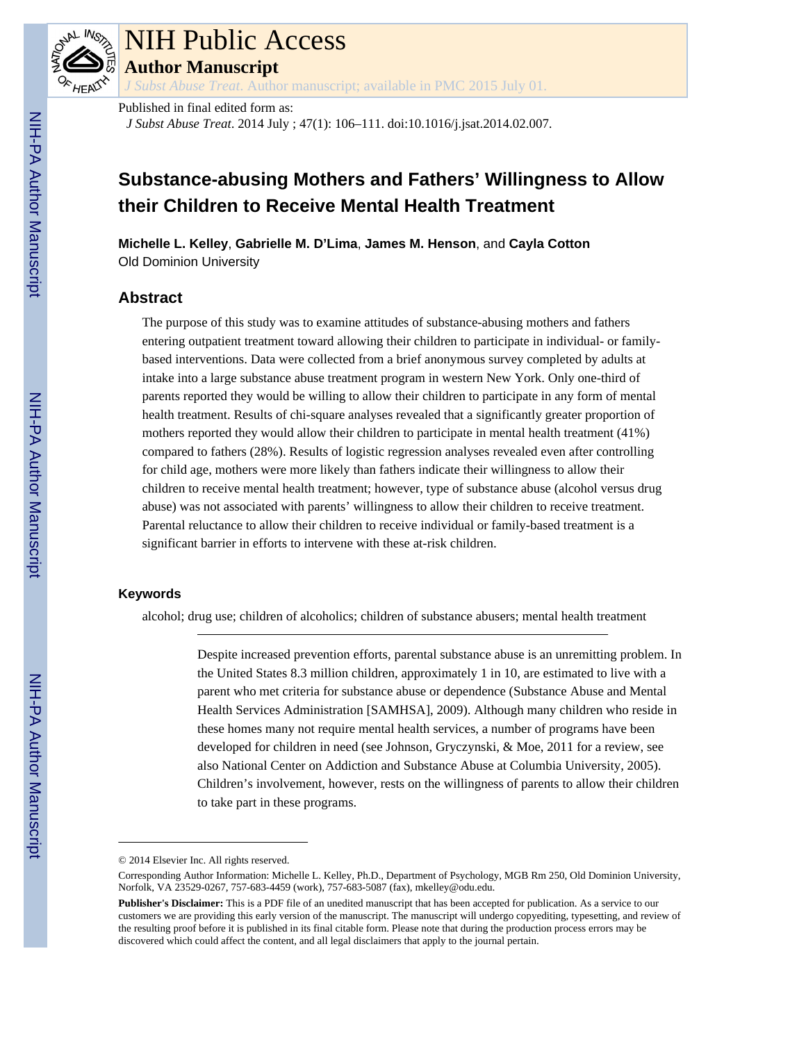Published in final edited form as:

*J Subst Abuse Treat*. 2014 July ; 47(1): 106–111. doi:10.1016/j.jsat.2014.02.007.

# Substance-abusing Mothers and Fathers' Willingness to Allow their Children to Receive Mental Health Treatment

**Michelle L. Kelley**, **Gabrielle M. D'Lima**, **James M. Henson**, and **Cayla Cotton**

Old Dominion University

## Abstract

The purpose of this study was to examine attitudes of substance-abusing mothers and fathers entering outpatient treatment toward allowing their children to participate in individual- or family-based interventions. Data were collected from a brief anonymous survey completed by adults at intake into a large substance abuse treatment program in western New York. Only one-third of parents reported they would be willing to allow their children to participate in any form of mental health treatment. Results of chi-square analyses revealed that a significantly greater proportion of mothers reported they would allow their children to participate in mental health treatment (41%) compared to fathers (28%). Results of logistic regression analyses revealed even after controlling for child age, mothers were more likely than fathers indicate their willingness to allow their children to receive mental health treatment; however, type of substance abuse (alcohol versus drug abuse) was not associated with parents' willingness to allow their children to receive treatment. Parental reluctance to allow their children to receive individual or family-based treatment is a significant barrier in efforts to intervene with these at-risk children.

### Keywords

alcohol; drug use; children of alcoholics; children of substance abusers; mental health treatment

---

Despite increased prevention efforts, parental substance abuse is an unremitting problem. In the United States 8.3 million children, approximately 1 in 10, are estimated to live with a parent who met criteria for substance abuse or dependence (Substance Abuse and Mental Health Services Administration [SAMHSA], 2009). Although many children who reside in these homes many not require mental health services, a number of programs have been developed for children in need (see Johnson, Gryczynski, & Moe, 2011 for a review, see also National Center on Addiction and Substance Abuse at Columbia University, 2005). Children's involvement, however, rests on the willingness of parents to allow their children to take part in these programs.

---

© 2014 Elsevier Inc. All rights reserved.

Corresponding Author Information: Michelle L. Kelley, Ph.D., Department of Psychology, MGB Rm 250, Old Dominion University, Norfolk, VA 23529-0267, 757-683-4459 (work), 757-683-5087 (fax), mkelley@odu.edu.

**Publisher's Disclaimer:** This is a PDF file of an unedited manuscript that has been accepted for publication. As a service to our customers we are providing this early version of the manuscript. The manuscript will undergo copyediting, typesetting, and review of the resulting proof before it is published in its final citable form. Please note that during the production process errors may be discovered which could affect the content, and all legal disclaimers that apply to the journal pertain.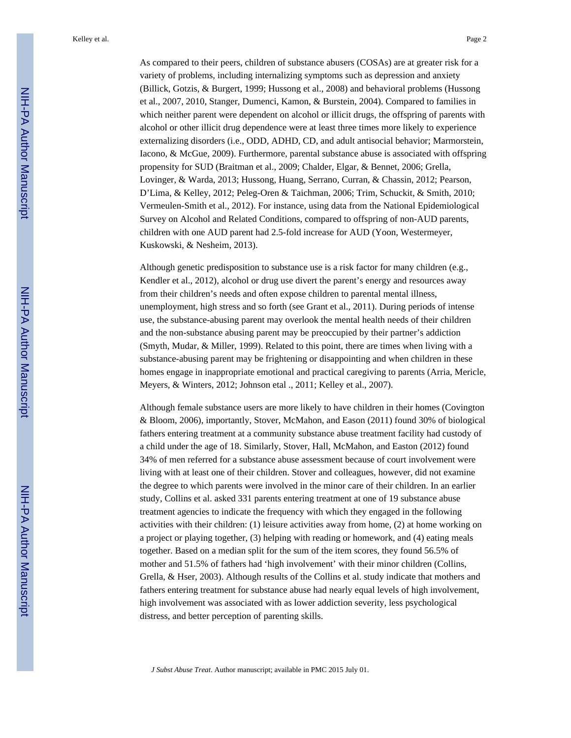As compared to their peers, children of substance abusers (COSAs) are at greater risk for a variety of problems, including internalizing symptoms such as depression and anxiety (Billick, Gotzis, & Burgert, 1999; Hussong et al., 2008) and behavioral problems (Hussong et al., 2007, 2010, Stanger, Dumenci, Kamon, & Burstein, 2004). Compared to families in which neither parent were dependent on alcohol or illicit drugs, the offspring of parents with alcohol or other illicit drug dependence were at least three times more likely to experience externalizing disorders (i.e., ODD, ADHD, CD, and adult antisocial behavior; Marmorstein, Iacono, & McGue, 2009). Furthermore, parental substance abuse is associated with offspring propensity for SUD (Braitman et al., 2009; Chalder, Elgar, & Bennet, 2006; Grella, Lovinger, & Warda, 2013; Hussong, Huang, Serrano, Curran, & Chassin, 2012; Pearson, D'Lima, & Kelley, 2012; Peleg-Oren & Taichman, 2006; Trim, Schuckit, & Smith, 2010; Vermeulen-Smith et al., 2012). For instance, using data from the National Epidemiological Survey on Alcohol and Related Conditions, compared to offspring of non-AUD parents, children with one AUD parent had 2.5-fold increase for AUD (Yoon, Westermeyer, Kuskowski, & Nesheim, 2013).

Although genetic predisposition to substance use is a risk factor for many children (e.g., Kendler et al., 2012), alcohol or drug use divert the parent's energy and resources away from their children's needs and often expose children to parental mental illness, unemployment, high stress and so forth (see Grant et al., 2011). During periods of intense use, the substance-abusing parent may overlook the mental health needs of their children and the non-substance abusing parent may be preoccupied by their partner's addiction (Smyth, Mudar, & Miller, 1999). Related to this point, there are times when living with a substance-abusing parent may be frightening or disappointing and when children in these homes engage in inappropriate emotional and practical caregiving to parents (Arria, Mericle, Meyers, & Winters, 2012; Johnson etal ., 2011; Kelley et al., 2007).

Although female substance users are more likely to have children in their homes (Covington & Bloom, 2006), importantly, Stover, McMahon, and Eason (2011) found 30% of biological fathers entering treatment at a community substance abuse treatment facility had custody of a child under the age of 18. Similarly, Stover, Hall, McMahon, and Easton (2012) found 34% of men referred for a substance abuse assessment because of court involvement were living with at least one of their children. Stover and colleagues, however, did not examine the degree to which parents were involved in the minor care of their children. In an earlier study, Collins et al. asked 331 parents entering treatment at one of 19 substance abuse treatment agencies to indicate the frequency with which they engaged in the following activities with their children: (1) leisure activities away from home, (2) at home working on a project or playing together, (3) helping with reading or homework, and (4) eating meals together. Based on a median split for the sum of the item scores, they found 56.5% of mother and 51.5% of fathers had 'high involvement' with their minor children (Collins, Grella, & Hser, 2003). Although results of the Collins et al. study indicate that mothers and fathers entering treatment for substance abuse had nearly equal levels of high involvement, high involvement was associated with as lower addiction severity, less psychological distress, and better perception of parenting skills.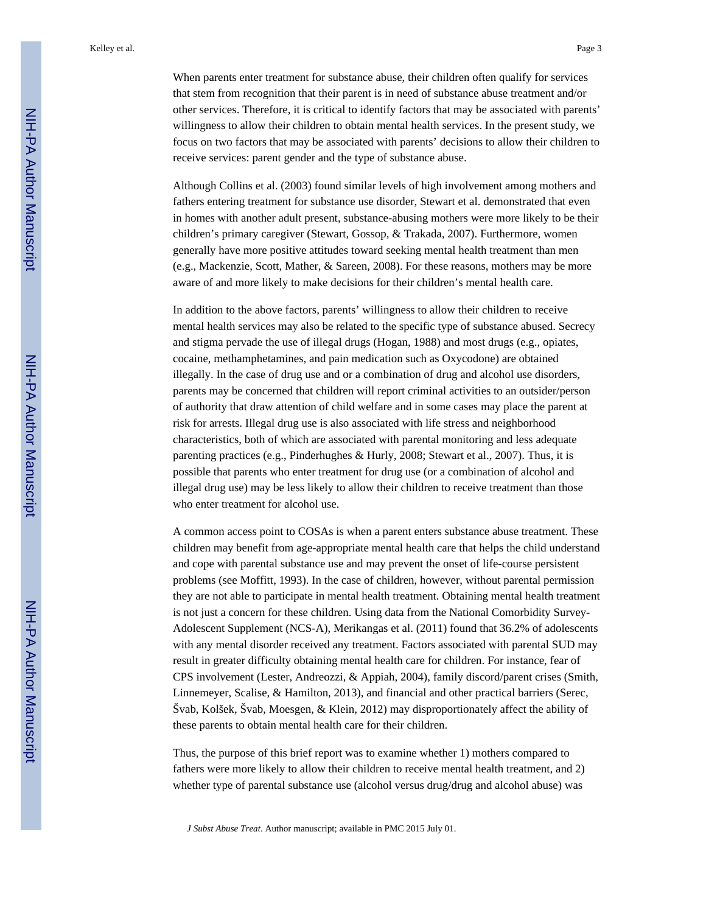When parents enter treatment for substance abuse, their children often qualify for services that stem from recognition that their parent is in need of substance abuse treatment and/or other services. Therefore, it is critical to identify factors that may be associated with parents' willingness to allow their children to obtain mental health services. In the present study, we focus on two factors that may be associated with parents' decisions to allow their children to receive services: parent gender and the type of substance abuse.

Although Collins et al. (2003) found similar levels of high involvement among mothers and fathers entering treatment for substance use disorder, Stewart et al. demonstrated that even in homes with another adult present, substance-abusing mothers were more likely to be their children's primary caregiver (Stewart, Gossop, & Trakada, 2007). Furthermore, women generally have more positive attitudes toward seeking mental health treatment than men (e.g., Mackenzie, Scott, Mather, & Sareen, 2008). For these reasons, mothers may be more aware of and more likely to make decisions for their children's mental health care.

In addition to the above factors, parents' willingness to allow their children to receive mental health services may also be related to the specific type of substance abused. Secrecy and stigma pervade the use of illegal drugs (Hogan, 1988) and most drugs (e.g., opiates, cocaine, methamphetamines, and pain medication such as Oxycodone) are obtained illegally. In the case of drug use and or a combination of drug and alcohol use disorders, parents may be concerned that children will report criminal activities to an outsider/person of authority that draw attention of child welfare and in some cases may place the parent at risk for arrests. Illegal drug use is also associated with life stress and neighborhood characteristics, both of which are associated with parental monitoring and less adequate parenting practices (e.g., Pinderhughes & Hurly, 2008; Stewart et al., 2007). Thus, it is possible that parents who enter treatment for drug use (or a combination of alcohol and illegal drug use) may be less likely to allow their children to receive treatment than those who enter treatment for alcohol use.

A common access point to COSAs is when a parent enters substance abuse treatment. These children may benefit from age-appropriate mental health care that helps the child understand and cope with parental substance use and may prevent the onset of life-course persistent problems (see Moffitt, 1993). In the case of children, however, without parental permission they are not able to participate in mental health treatment. Obtaining mental health treatment is not just a concern for these children. Using data from the National Comorbidity Survey-Adolescent Supplement (NCS-A), Merikangas et al. (2011) found that 36.2% of adolescents with any mental disorder received any treatment. Factors associated with parental SUD may result in greater difficulty obtaining mental health care for children. For instance, fear of CPS involvement (Lester, Andreozzi, & Appiah, 2004), family discord/parent crises (Smith, Linnemeyer, Scalise, & Hamilton, 2013), and financial and other practical barriers (Serec, Švab, Kolšek, Švab, Moesgen, & Klein, 2012) may disproportionately affect the ability of these parents to obtain mental health care for their children.

Thus, the purpose of this brief report was to examine whether 1) mothers compared to fathers were more likely to allow their children to receive mental health treatment, and 2) whether type of parental substance use (alcohol versus drug/drug and alcohol abuse) was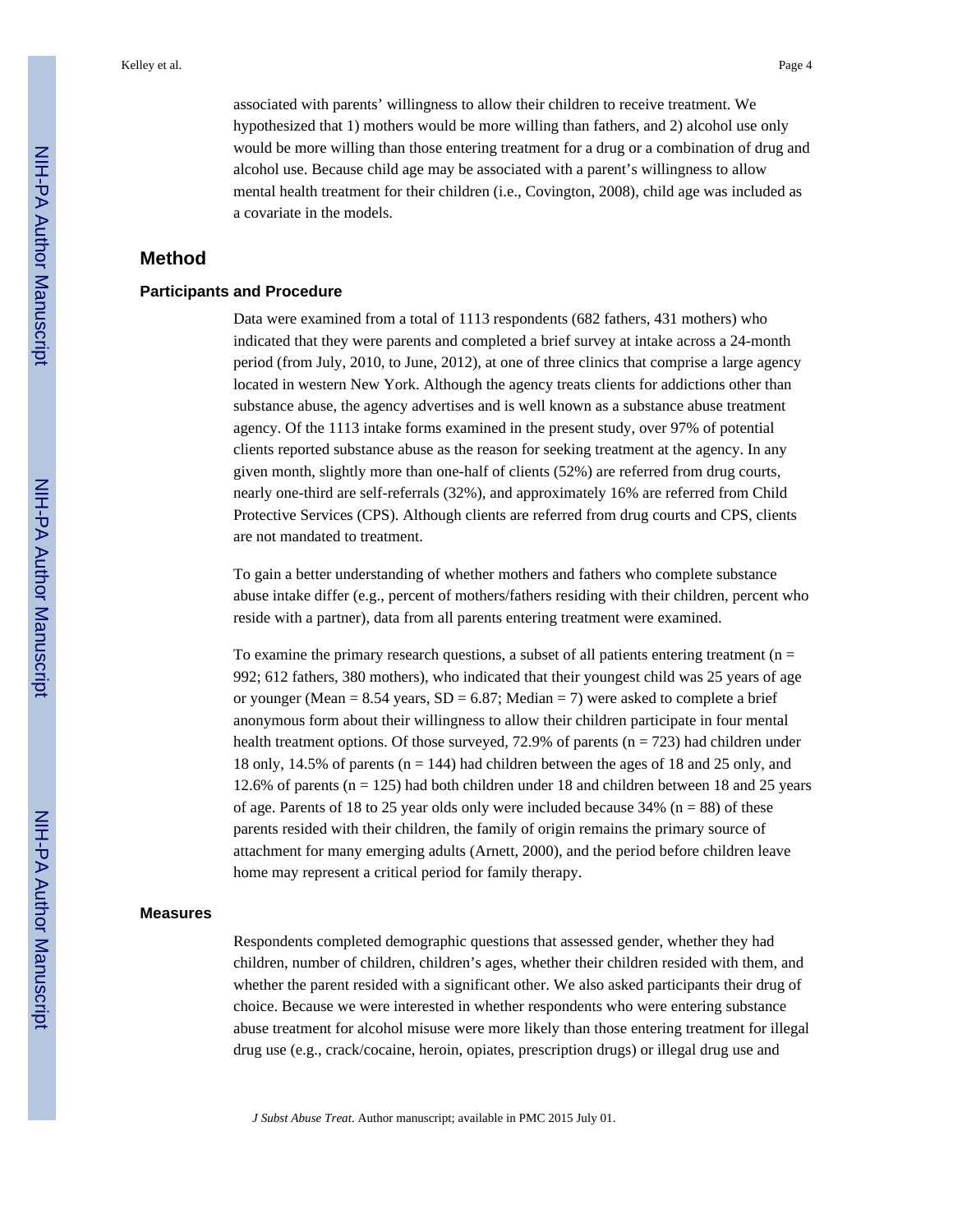associated with parents' willingness to allow their children to receive treatment. We hypothesized that 1) mothers would be more willing than fathers, and 2) alcohol use only would be more willing than those entering treatment for a drug or a combination of drug and alcohol use. Because child age may be associated with a parent's willingness to allow mental health treatment for their children (i.e., Covington, 2008), child age was included as a covariate in the models.

## Method

### Participants and Procedure

Data were examined from a total of 1113 respondents (682 fathers, 431 mothers) who indicated that they were parents and completed a brief survey at intake across a 24-month period (from July, 2010, to June, 2012), at one of three clinics that comprise a large agency located in western New York. Although the agency treats clients for addictions other than substance abuse, the agency advertises and is well known as a substance abuse treatment agency. Of the 1113 intake forms examined in the present study, over 97% of potential clients reported substance abuse as the reason for seeking treatment at the agency. In any given month, slightly more than one-half of clients (52%) are referred from drug courts, nearly one-third are self-referrals (32%), and approximately 16% are referred from Child Protective Services (CPS). Although clients are referred from drug courts and CPS, clients are not mandated to treatment.

To gain a better understanding of whether mothers and fathers who complete substance abuse intake differ (e.g., percent of mothers/fathers residing with their children, percent who reside with a partner), data from all parents entering treatment were examined.

To examine the primary research questions, a subset of all patients entering treatment ($n = 992$; 612 fathers, 380 mothers), who indicated that their youngest child was 25 years of age or younger ($Mean = 8.54$ years, $SD = 6.87$; $Median = 7$) were asked to complete a brief anonymous form about their willingness to allow their children participate in four mental health treatment options. Of those surveyed, 72.9% of parents ($n = 723$) had children under 18 only, 14.5% of parents ($n = 144$) had children between the ages of 18 and 25 only, and 12.6% of parents ($n = 125$) had both children under 18 and children between 18 and 25 years of age. Parents of 18 to 25 year olds only were included because 34% ($n = 88$) of these parents resided with their children, the family of origin remains the primary source of attachment for many emerging adults (Arnett, 2000), and the period before children leave home may represent a critical period for family therapy.

### Measures

Respondents completed demographic questions that assessed gender, whether they had children, number of children, children's ages, whether their children resided with them, and whether the parent resided with a significant other. We also asked participants their drug of choice. Because we were interested in whether respondents who were entering substance abuse treatment for alcohol misuse were more likely than those entering treatment for illegal drug use (e.g., crack/cocaine, heroin, opiates, prescription drugs) or illegal drug use and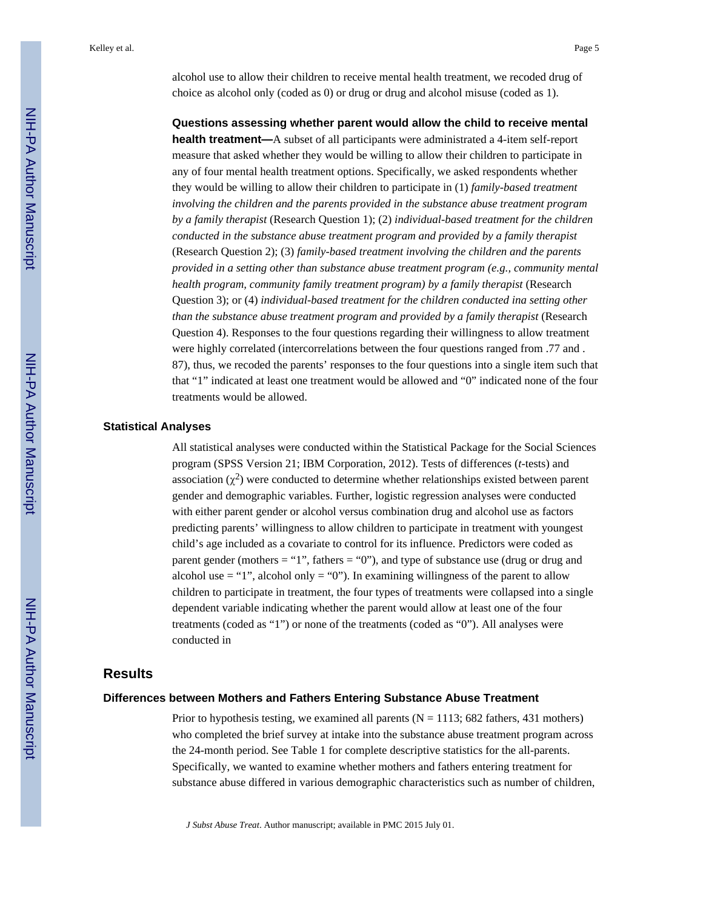alcohol use to allow their children to receive mental health treatment, we recoded drug of choice as alcohol only (coded as 0) or drug or drug and alcohol misuse (coded as 1).

#### Questions assessing whether parent would allow the child to receive mental health treatment—

A subset of all participants were administrated a 4-item self-report measure that asked whether they would be willing to allow their children to participate in any of four mental health treatment options. Specifically, we asked respondents whether they would be willing to allow their children to participate in (1) *family-based treatment involving the children and the parents provided in the substance abuse treatment program by a family therapist* (Research Question 1); (2) *individual-based treatment for the children conducted in the substance abuse treatment program and provided by a family therapist* (Research Question 2); (3) *family-based treatment involving the children and the parents provided in a setting other than substance abuse treatment program (e.g., community mental health program, community family treatment program) by a family therapist* (Research Question 3); or (4) *individual-based treatment for the children conducted ina setting other than the substance abuse treatment program and provided by a family therapist* (Research Question 4). Responses to the four questions regarding their willingness to allow treatment were highly correlated (intercorrelations between the four questions ranged from .77 and .87), thus, we recoded the parents' responses to the four questions into a single item such that that "1" indicated at least one treatment would be allowed and "0" indicated none of the four treatments would be allowed.

### Statistical Analyses

All statistical analyses were conducted within the Statistical Package for the Social Sciences program (SPSS Version 21; IBM Corporation, 2012). Tests of differences (*t*-tests) and association ($\chi^2$) were conducted to determine whether relationships existed between parent gender and demographic variables. Further, logistic regression analyses were conducted with either parent gender or alcohol versus combination drug and alcohol use as factors predicting parents' willingness to allow children to participate in treatment with youngest child's age included as a covariate to control for its influence. Predictors were coded as parent gender (mothers = "1", fathers = "0"), and type of substance use (drug or drug and alcohol use = "1", alcohol only = "0"). In examining willingness of the parent to allow children to participate in treatment, the four types of treatments were collapsed into a single dependent variable indicating whether the parent would allow at least one of the four treatments (coded as "1") or none of the treatments (coded as "0"). All analyses were conducted in

## Results

### Differences between Mothers and Fathers Entering Substance Abuse Treatment

Prior to hypothesis testing, we examined all parents (N = 1113; 682 fathers, 431 mothers) who completed the brief survey at intake into the substance abuse treatment program across the 24-month period. See Table 1 for complete descriptive statistics for the all-parents. Specifically, we wanted to examine whether mothers and fathers entering treatment for substance abuse differed in various demographic characteristics such as number of children,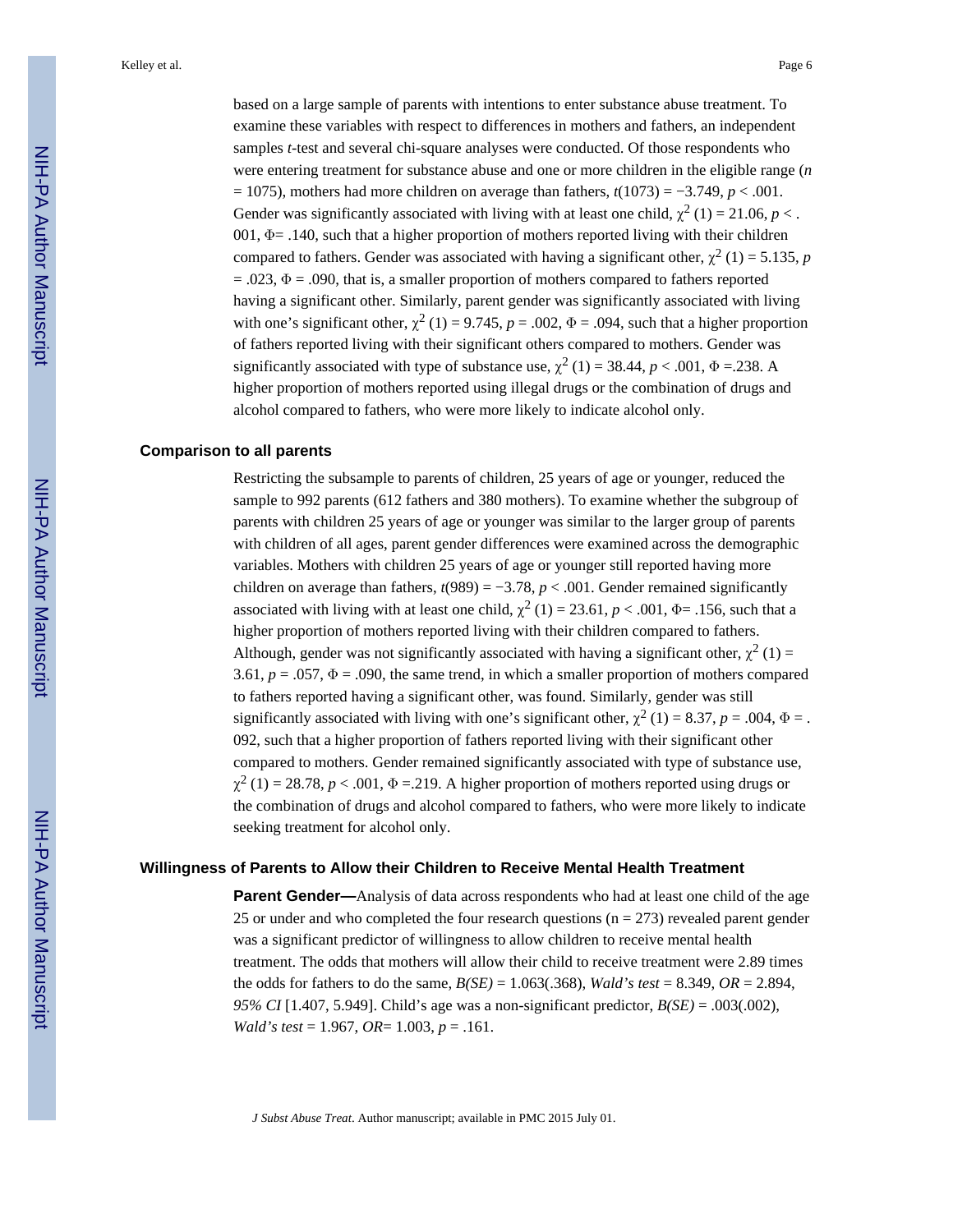based on a large sample of parents with intentions to enter substance abuse treatment. To examine these variables with respect to differences in mothers and fathers, an independent samples *t*-test and several chi-square analyses were conducted. Of those respondents who were entering treatment for substance abuse and one or more children in the eligible range ($n = 1075$), mothers had more children on average than fathers, $t(1073) = -3.749$, $p < .001$. Gender was significantly associated with living with at least one child, $\chi^2$ (1) = 21.06, $p < .001$, $\Phi = .140$, such that a higher proportion of mothers reported living with their children compared to fathers. Gender was associated with having a significant other, $\chi^2$ (1) = 5.135, $p = .023$, $\Phi = .090$, that is, a smaller proportion of mothers compared to fathers reported having a significant other. Similarly, parent gender was significantly associated with living with one's significant other, $\chi^2$ (1) = 9.745, $p = .002$, $\Phi = .094$, such that a higher proportion of fathers reported living with their significant others compared to mothers. Gender was significantly associated with type of substance use, $\chi^2$ (1) = 38.44, $p < .001$, $\Phi = .238$. A higher proportion of mothers reported using illegal drugs or the combination of drugs and alcohol compared to fathers, who were more likely to indicate alcohol only.

### Comparison to all parents

Restricting the subsample to parents of children, 25 years of age or younger, reduced the sample to 992 parents (612 fathers and 380 mothers). To examine whether the subgroup of parents with children 25 years of age or younger was similar to the larger group of parents with children of all ages, parent gender differences were examined across the demographic variables. Mothers with children 25 years of age or younger still reported having more children on average than fathers, $t(989) = -3.78$, $p < .001$. Gender remained significantly associated with living with at least one child, $\chi^2$ (1) = 23.61, $p < .001$, $\Phi = .156$, such that a higher proportion of mothers reported living with their children compared to fathers. Although, gender was not significantly associated with having a significant other, $\chi^2$ (1) = 3.61, $p = .057$, $\Phi = .090$, the same trend, in which a smaller proportion of mothers compared to fathers reported having a significant other, was found. Similarly, gender was still significantly associated with living with one's significant other, $\chi^2$ (1) = 8.37, $p = .004$, $\Phi = .092$, such that a higher proportion of fathers reported living with their significant other compared to mothers. Gender remained significantly associated with type of substance use, $\chi^2$ (1) = 28.78, $p < .001$, $\Phi = .219$. A higher proportion of mothers reported using drugs or the combination of drugs and alcohol compared to fathers, who were more likely to indicate seeking treatment for alcohol only.

### Willingness of Parents to Allow their Children to Receive Mental Health Treatment

**Parent Gender—**Analysis of data across respondents who had at least one child of the age 25 or under and who completed the four research questions (n = 273) revealed parent gender was a significant predictor of willingness to allow children to receive mental health treatment. The odds that mothers will allow their child to receive treatment were 2.89 times the odds for fathers to do the same, *B(SE)* = 1.063(.368), *Wald's test* = 8.349, *OR* = 2.894, *95% CI* [1.407, 5.949]. Child's age was a non-significant predictor, *B(SE)* = .003(.002), *Wald's test* = 1.967, *OR*= 1.003, $p = .161$.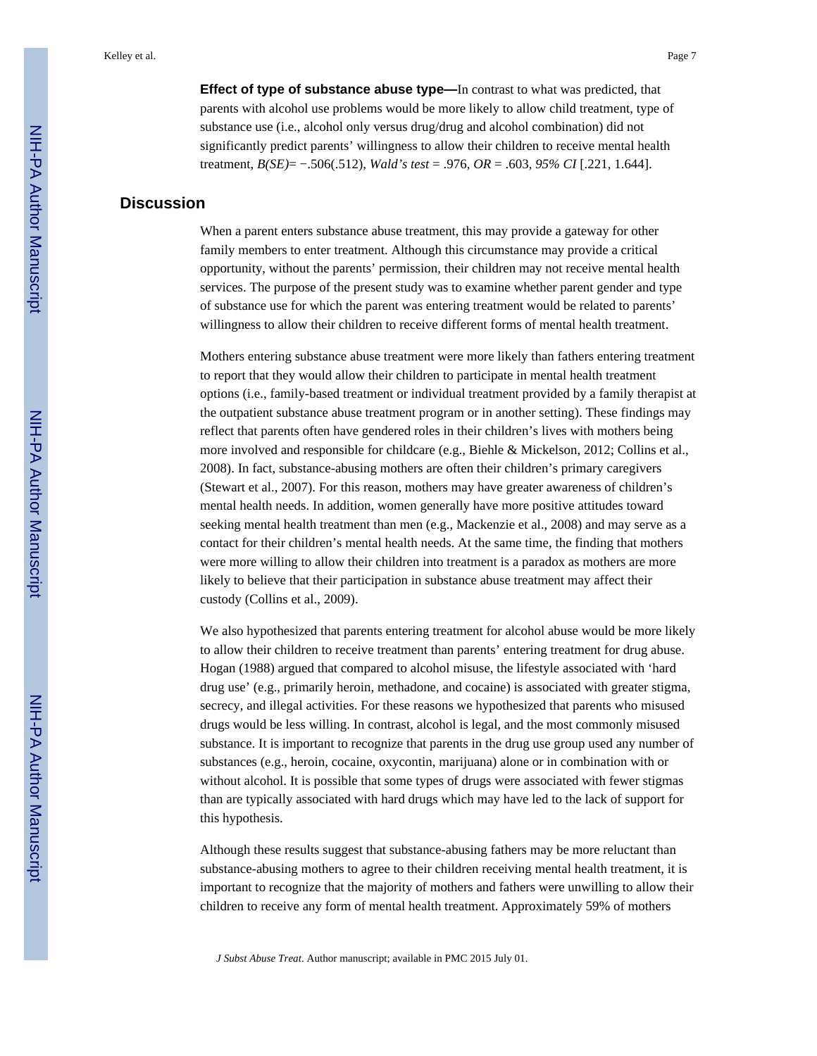**Effect of type of substance abuse type—**In contrast to what was predicted, that parents with alcohol use problems would be more likely to allow child treatment, type of substance use (i.e., alcohol only versus drug/drug and alcohol combination) did not significantly predict parents' willingness to allow their children to receive mental health treatment, *B(SE)*= −.506(.512), *Wald's test* = .976, *OR* = .603, *95% CI* [.221, 1.644].

## Discussion

When a parent enters substance abuse treatment, this may provide a gateway for other family members to enter treatment. Although this circumstance may provide a critical opportunity, without the parents' permission, their children may not receive mental health services. The purpose of the present study was to examine whether parent gender and type of substance use for which the parent was entering treatment would be related to parents' willingness to allow their children to receive different forms of mental health treatment.

Mothers entering substance abuse treatment were more likely than fathers entering treatment to report that they would allow their children to participate in mental health treatment options (i.e., family-based treatment or individual treatment provided by a family therapist at the outpatient substance abuse treatment program or in another setting). These findings may reflect that parents often have gendered roles in their children's lives with mothers being more involved and responsible for childcare (e.g., Biehle & Mickelson, 2012; Collins et al., 2008). In fact, substance-abusing mothers are often their children's primary caregivers (Stewart et al., 2007). For this reason, mothers may have greater awareness of children's mental health needs. In addition, women generally have more positive attitudes toward seeking mental health treatment than men (e.g., Mackenzie et al., 2008) and may serve as a contact for their children's mental health needs. At the same time, the finding that mothers were more willing to allow their children into treatment is a paradox as mothers are more likely to believe that their participation in substance abuse treatment may affect their custody (Collins et al., 2009).

We also hypothesized that parents entering treatment for alcohol abuse would be more likely to allow their children to receive treatment than parents' entering treatment for drug abuse. Hogan (1988) argued that compared to alcohol misuse, the lifestyle associated with 'hard drug use' (e.g., primarily heroin, methadone, and cocaine) is associated with greater stigma, secrecy, and illegal activities. For these reasons we hypothesized that parents who misused drugs would be less willing. In contrast, alcohol is legal, and the most commonly misused substance. It is important to recognize that parents in the drug use group used any number of substances (e.g., heroin, cocaine, oxycontin, marijuana) alone or in combination with or without alcohol. It is possible that some types of drugs were associated with fewer stigmas than are typically associated with hard drugs which may have led to the lack of support for this hypothesis.

Although these results suggest that substance-abusing fathers may be more reluctant than substance-abusing mothers to agree to their children receiving mental health treatment, it is important to recognize that the majority of mothers and fathers were unwilling to allow their children to receive any form of mental health treatment. Approximately 59% of mothers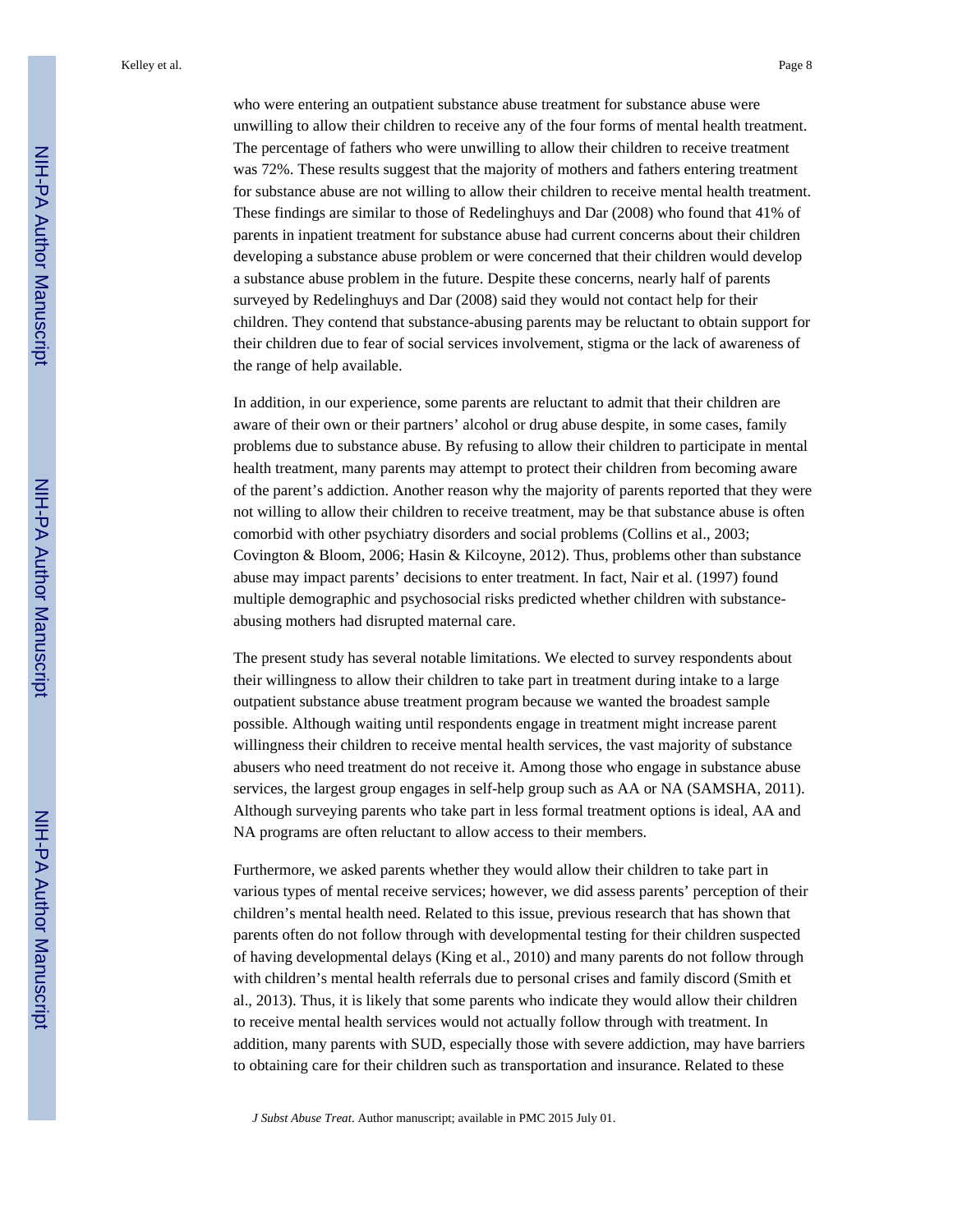who were entering an outpatient substance abuse treatment for substance abuse were unwilling to allow their children to receive any of the four forms of mental health treatment. The percentage of fathers who were unwilling to allow their children to receive treatment was 72%. These results suggest that the majority of mothers and fathers entering treatment for substance abuse are not willing to allow their children to receive mental health treatment. These findings are similar to those of Redelinghuys and Dar (2008) who found that 41% of parents in inpatient treatment for substance abuse had current concerns about their children developing a substance abuse problem or were concerned that their children would develop a substance abuse problem in the future. Despite these concerns, nearly half of parents surveyed by Redelinghuys and Dar (2008) said they would not contact help for their children. They contend that substance-abusing parents may be reluctant to obtain support for their children due to fear of social services involvement, stigma or the lack of awareness of the range of help available.

In addition, in our experience, some parents are reluctant to admit that their children are aware of their own or their partners' alcohol or drug abuse despite, in some cases, family problems due to substance abuse. By refusing to allow their children to participate in mental health treatment, many parents may attempt to protect their children from becoming aware of the parent's addiction. Another reason why the majority of parents reported that they were not willing to allow their children to receive treatment, may be that substance abuse is often comorbid with other psychiatry disorders and social problems (Collins et al., 2003; Covington & Bloom, 2006; Hasin & Kilcoyne, 2012). Thus, problems other than substance abuse may impact parents' decisions to enter treatment. In fact, Nair et al. (1997) found multiple demographic and psychosocial risks predicted whether children with substance-abusing mothers had disrupted maternal care.

The present study has several notable limitations. We elected to survey respondents about their willingness to allow their children to take part in treatment during intake to a large outpatient substance abuse treatment program because we wanted the broadest sample possible. Although waiting until respondents engage in treatment might increase parent willingness their children to receive mental health services, the vast majority of substance abusers who need treatment do not receive it. Among those who engage in substance abuse services, the largest group engages in self-help group such as AA or NA (SAMSHA, 2011). Although surveying parents who take part in less formal treatment options is ideal, AA and NA programs are often reluctant to allow access to their members.

Furthermore, we asked parents whether they would allow their children to take part in various types of mental receive services; however, we did assess parents' perception of their children's mental health need. Related to this issue, previous research that has shown that parents often do not follow through with developmental testing for their children suspected of having developmental delays (King et al., 2010) and many parents do not follow through with children's mental health referrals due to personal crises and family discord (Smith et al., 2013). Thus, it is likely that some parents who indicate they would allow their children to receive mental health services would not actually follow through with treatment. In addition, many parents with SUD, especially those with severe addiction, may have barriers to obtaining care for their children such as transportation and insurance. Related to these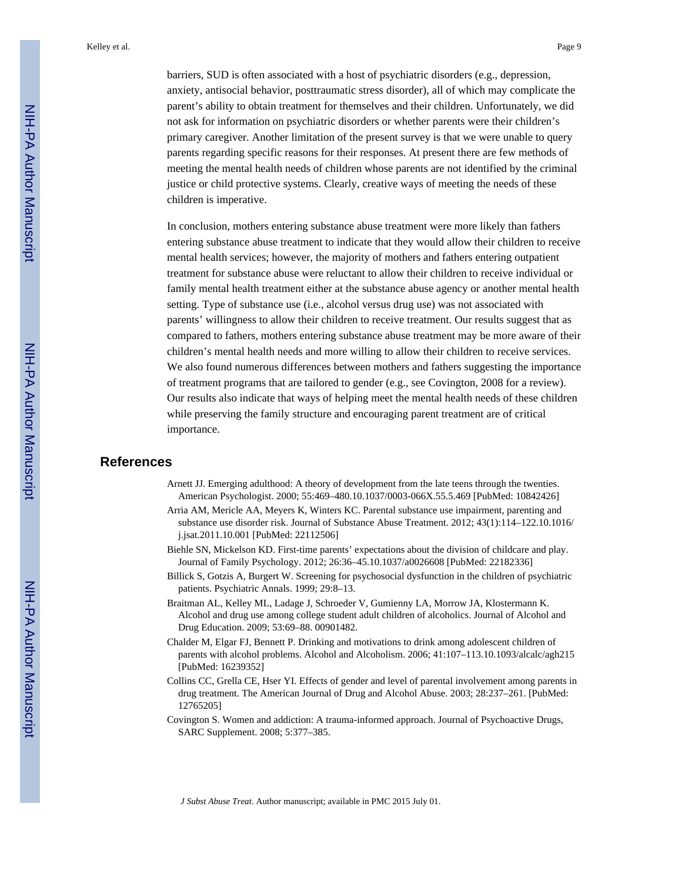barriers, SUD is often associated with a host of psychiatric disorders (e.g., depression, anxiety, antisocial behavior, posttraumatic stress disorder), all of which may complicate the parent's ability to obtain treatment for themselves and their children. Unfortunately, we did not ask for information on psychiatric disorders or whether parents were their children's primary caregiver. Another limitation of the present survey is that we were unable to query parents regarding specific reasons for their responses. At present there are few methods of meeting the mental health needs of children whose parents are not identified by the criminal justice or child protective systems. Clearly, creative ways of meeting the needs of these children is imperative.

In conclusion, mothers entering substance abuse treatment were more likely than fathers entering substance abuse treatment to indicate that they would allow their children to receive mental health services; however, the majority of mothers and fathers entering outpatient treatment for substance abuse were reluctant to allow their children to receive individual or family mental health treatment either at the substance abuse agency or another mental health setting. Type of substance use (i.e., alcohol versus drug use) was not associated with parents' willingness to allow their children to receive treatment. Our results suggest that as compared to fathers, mothers entering substance abuse treatment may be more aware of their children's mental health needs and more willing to allow their children to receive services. We also found numerous differences between mothers and fathers suggesting the importance of treatment programs that are tailored to gender (e.g., see Covington, 2008 for a review). Our results also indicate that ways of helping meet the mental health needs of these children while preserving the family structure and encouraging parent treatment are of critical importance.

## References

Arnett JJ. Emerging adulthood: A theory of development from the late teens through the twenties. American Psychologist. 2000; 55:469–480.10.1037/0003-066X.55.5.469 [PubMed: 10842426]

Arria AM, Mericle AA, Meyers K, Winters KC. Parental substance use impairment, parenting and substance use disorder risk. Journal of Substance Abuse Treatment. 2012; 43(1):114–122.10.1016/j.jsat.2011.10.001 [PubMed: 22112506]

Biehle SN, Mickelson KD. First-time parents' expectations about the division of childcare and play. Journal of Family Psychology. 2012; 26:36–45.10.1037/a0026608 [PubMed: 22182336]

Billick S, Gotzis A, Burgert W. Screening for psychosocial dysfunction in the children of psychiatric patients. Psychiatric Annals. 1999; 29:8–13.

Braitman AL, Kelley ML, Ladage J, Schroeder V, Gumienny LA, Morrow JA, Klostermann K. Alcohol and drug use among college student adult children of alcoholics. Journal of Alcohol and Drug Education. 2009; 53:69–88. 00901482.

Chalder M, Elgar FJ, Bennett P. Drinking and motivations to drink among adolescent children of parents with alcohol problems. Alcohol and Alcoholism. 2006; 41:107–113.10.1093/alcalc/agh215 [PubMed: 16239352]

Collins CC, Grella CE, Hser YI. Effects of gender and level of parental involvement among parents in drug treatment. The American Journal of Drug and Alcohol Abuse. 2003; 28:237–261. [PubMed: 12765205]

Covington S. Women and addiction: A trauma-informed approach. Journal of Psychoactive Drugs, SARC Supplement. 2008; 5:377–385.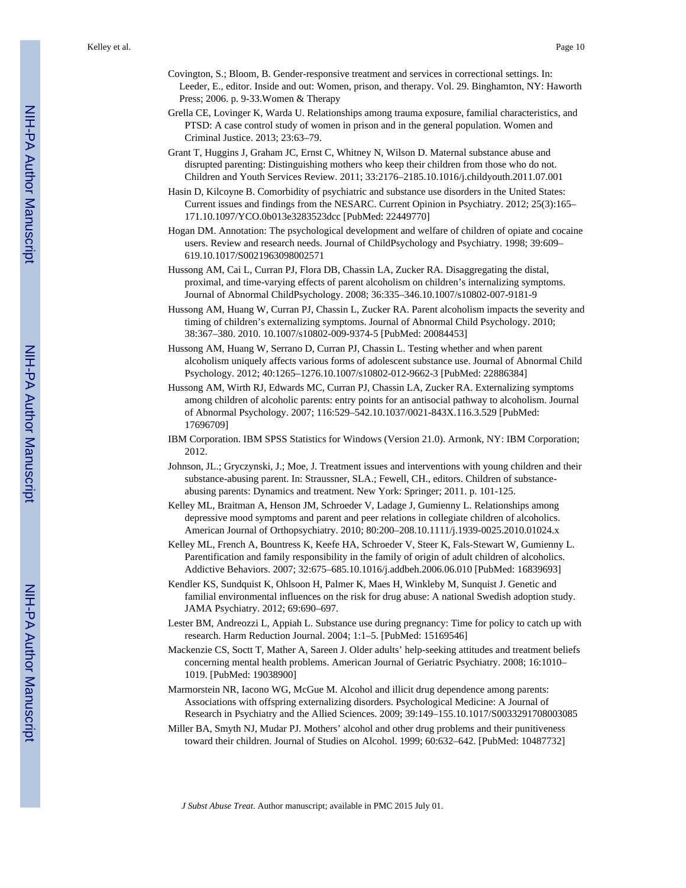Covington, S.; Bloom, B. Gender-responsive treatment and services in correctional settings. In: Leeder, E., editor. Inside and out: Women, prison, and therapy. Vol. 29. Binghamton, NY: Haworth Press; 2006. p. 9-33.Women & Therapy

Grella CE, Lovinger K, Warda U. Relationships among trauma exposure, familial characteristics, and PTSD: A case control study of women in prison and in the general population. Women and Criminal Justice. 2013; 23:63–79.

Grant T, Huggins J, Graham JC, Ernst C, Whitney N, Wilson D. Maternal substance abuse and disrupted parenting: Distinguishing mothers who keep their children from those who do not. Children and Youth Services Review. 2011; 33:2176–2185.10.1016/j.childyouth.2011.07.001

Hasin D, Kilcoyne B. Comorbidity of psychiatric and substance use disorders in the United States: Current issues and findings from the NESARC. Current Opinion in Psychiatry. 2012; 25(3):165–171.10.1097/YCO.0b013e3283523dcc [PubMed: 22449770]

Hogan DM. Annotation: The psychological development and welfare of children of opiate and cocaine users. Review and research needs. Journal of ChildPsychology and Psychiatry. 1998; 39:609–619.10.1017/S0021963098002571

Hussong AM, Cai L, Curran PJ, Flora DB, Chassin LA, Zucker RA. Disaggregating the distal, proximal, and time-varying effects of parent alcoholism on children's internalizing symptoms. Journal of Abnormal ChildPsychology. 2008; 36:335–346.10.1007/s10802-007-9181-9

Hussong AM, Huang W, Curran PJ, Chassin L, Zucker RA. Parent alcoholism impacts the severity and timing of children's externalizing symptoms. Journal of Abnormal Child Psychology. 2010; 38:367–380. 2010. 10.1007/s10802-009-9374-5 [PubMed: 20084453]

Hussong AM, Huang W, Serrano D, Curran PJ, Chassin L. Testing whether and when parent alcoholism uniquely affects various forms of adolescent substance use. Journal of Abnormal Child Psychology. 2012; 40:1265–1276.10.1007/s10802-012-9662-3 [PubMed: 22886384]

Hussong AM, Wirth RJ, Edwards MC, Curran PJ, Chassin LA, Zucker RA. Externalizing symptoms among children of alcoholic parents: entry points for an antisocial pathway to alcoholism. Journal of Abnormal Psychology. 2007; 116:529–542.10.1037/0021-843X.116.3.529 [PubMed: 17696709]

IBM Corporation. IBM SPSS Statistics for Windows (Version 21.0). Armonk, NY: IBM Corporation; 2012.

Johnson, JL.; Gryczynski, J.; Moe, J. Treatment issues and interventions with young children and their substance-abusing parent. In: Straussner, SLA.; Fewell, CH., editors. Children of substance-abusing parents: Dynamics and treatment. New York: Springer; 2011. p. 101-125.

Kelley ML, Braitman A, Henson JM, Schroeder V, Ladage J, Gumienny L. Relationships among depressive mood symptoms and parent and peer relations in collegiate children of alcoholics. American Journal of Orthopsychiatry. 2010; 80:200–208.10.1111/j.1939-0025.2010.01024.x

Kelley ML, French A, Bountress K, Keefe HA, Schroeder V, Steer K, Fals-Stewart W, Gumienny L. Parentification and family responsibility in the family of origin of adult children of alcoholics. Addictive Behaviors. 2007; 32:675–685.10.1016/j.addbeh.2006.06.010 [PubMed: 16839693]

Kendler KS, Sundquist K, Ohlsoon H, Palmer K, Maes H, Winkleby M, Sunquist J. Genetic and familial environmental influences on the risk for drug abuse: A national Swedish adoption study. JAMA Psychiatry. 2012; 69:690–697.

Lester BM, Andreozzi L, Appiah L. Substance use during pregnancy: Time for policy to catch up with research. Harm Reduction Journal. 2004; 1:1–5. [PubMed: 15169546]

Mackenzie CS, Soctt T, Mather A, Sareen J. Older adults' help-seeking attitudes and treatment beliefs concerning mental health problems. American Journal of Geriatric Psychiatry. 2008; 16:1010–1019. [PubMed: 19038900]

Marmorstein NR, Iacono WG, McGue M. Alcohol and illicit drug dependence among parents: Associations with offspring externalizing disorders. Psychological Medicine: A Journal of Research in Psychiatry and the Allied Sciences. 2009; 39:149–155.10.1017/S0033291708003085

Miller BA, Smyth NJ, Mudar PJ. Mothers' alcohol and other drug problems and their punitiveness toward their children. Journal of Studies on Alcohol. 1999; 60:632–642. [PubMed: 10487732]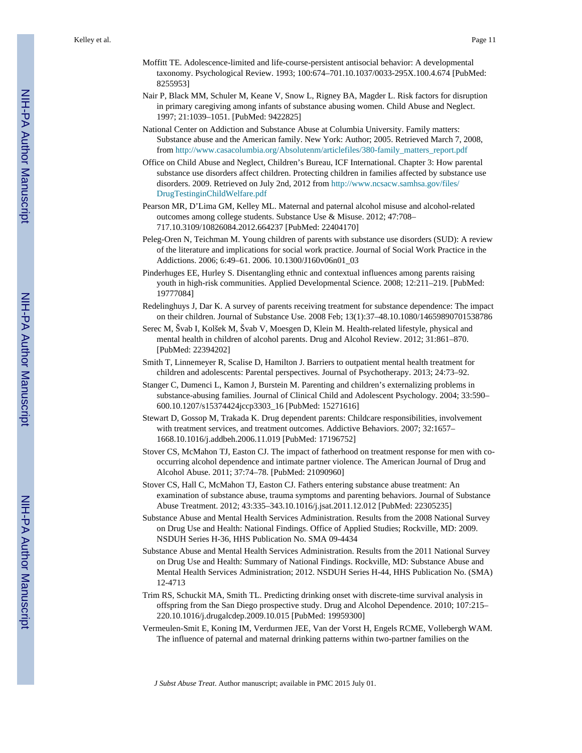Moffitt TE. Adolescence-limited and life-course-persistent antisocial behavior: A developmental taxonomy. Psychological Review. 1993; 100:674–701.10.1037/0033-295X.100.4.674 [PubMed: 8255953]

Nair P, Black MM, Schuler M, Keane V, Snow L, Rigney BA, Magder L. Risk factors for disruption in primary caregiving among infants of substance abusing women. Child Abuse and Neglect. 1997; 21:1039–1051. [PubMed: 9422825]

National Center on Addiction and Substance Abuse at Columbia University. Family matters: Substance abuse and the American family. New York: Author; 2005. Retrieved March 7, 2008, from http://www.casacolumbia.org/Absolutenm/articlefiles/380-family_matters_report.pdf

Office on Child Abuse and Neglect, Children's Bureau, ICF International. Chapter 3: How parental substance use disorders affect children. Protecting children in families affected by substance use disorders. 2009. Retrieved on July 2nd, 2012 from http://www.ncsacw.samhsa.gov/files/DrugTestinginChildWelfare.pdf

Pearson MR, D'Lima GM, Kelley ML. Maternal and paternal alcohol misuse and alcohol-related outcomes among college students. Substance Use & Misuse. 2012; 47:708–717.10.3109/10826084.2012.664237 [PubMed: 22404170]

Peleg-Oren N, Teichman M. Young children of parents with substance use disorders (SUD): A review of the literature and implications for social work practice. Journal of Social Work Practice in the Addictions. 2006; 6:49–61. 2006. 10.1300/J160v06n01_03

Pinderhuges EE, Hurley S. Disentangling ethnic and contextual influences among parents raising youth in high-risk communities. Applied Developmental Science. 2008; 12:211–219. [PubMed: 19777084]

Redelinghuys J, Dar K. A survey of parents receiving treatment for substance dependence: The impact on their children. Journal of Substance Use. 2008 Feb; 13(1):37–48.10.1080/14659890701538786

Serec M, Švab I, Kolšek M, Švab V, Moesgen D, Klein M. Health-related lifestyle, physical and mental health in children of alcohol parents. Drug and Alcohol Review. 2012; 31:861–870. [PubMed: 22394202]

Smith T, Linnemeyer R, Scalise D, Hamilton J. Barriers to outpatient mental health treatment for children and adolescents: Parental perspectives. Journal of Psychotherapy. 2013; 24:73–92.

Stanger C, Dumenci L, Kamon J, Burstein M. Parenting and children's externalizing problems in substance-abusing families. Journal of Clinical Child and Adolescent Psychology. 2004; 33:590–600.10.1207/s15374424jccp3303_16 [PubMed: 15271616]

Stewart D, Gossop M, Trakada K. Drug dependent parents: Childcare responsibilities, involvement with treatment services, and treatment outcomes. Addictive Behaviors. 2007; 32:1657–1668.10.1016/j.addbeh.2006.11.019 [PubMed: 17196752]

Stover CS, McMahon TJ, Easton CJ. The impact of fatherhood on treatment response for men with co-occurring alcohol dependence and intimate partner violence. The American Journal of Drug and Alcohol Abuse. 2011; 37:74–78. [PubMed: 21090960]

Stover CS, Hall C, McMahon TJ, Easton CJ. Fathers entering substance abuse treatment: An examination of substance abuse, trauma symptoms and parenting behaviors. Journal of Substance Abuse Treatment. 2012; 43:335–343.10.1016/j.jsat.2011.12.012 [PubMed: 22305235]

Substance Abuse and Mental Health Services Administration. Results from the 2008 National Survey on Drug Use and Health: National Findings. Office of Applied Studies; Rockville, MD: 2009. NSDUH Series H-36, HHS Publication No. SMA 09-4434

Substance Abuse and Mental Health Services Administration. Results from the 2011 National Survey on Drug Use and Health: Summary of National Findings. Rockville, MD: Substance Abuse and Mental Health Services Administration; 2012. NSDUH Series H-44, HHS Publication No. (SMA) 12-4713

Trim RS, Schuckit MA, Smith TL. Predicting drinking onset with discrete-time survival analysis in offspring from the San Diego prospective study. Drug and Alcohol Dependence. 2010; 107:215–220.10.1016/j.drugalcdep.2009.10.015 [PubMed: 19959300]

Vermeulen-Smit E, Koning IM, Verdurmen JEE, Van der Vorst H, Engels RCME, Vollebergh WAM. The influence of paternal and maternal drinking patterns within two-partner families on the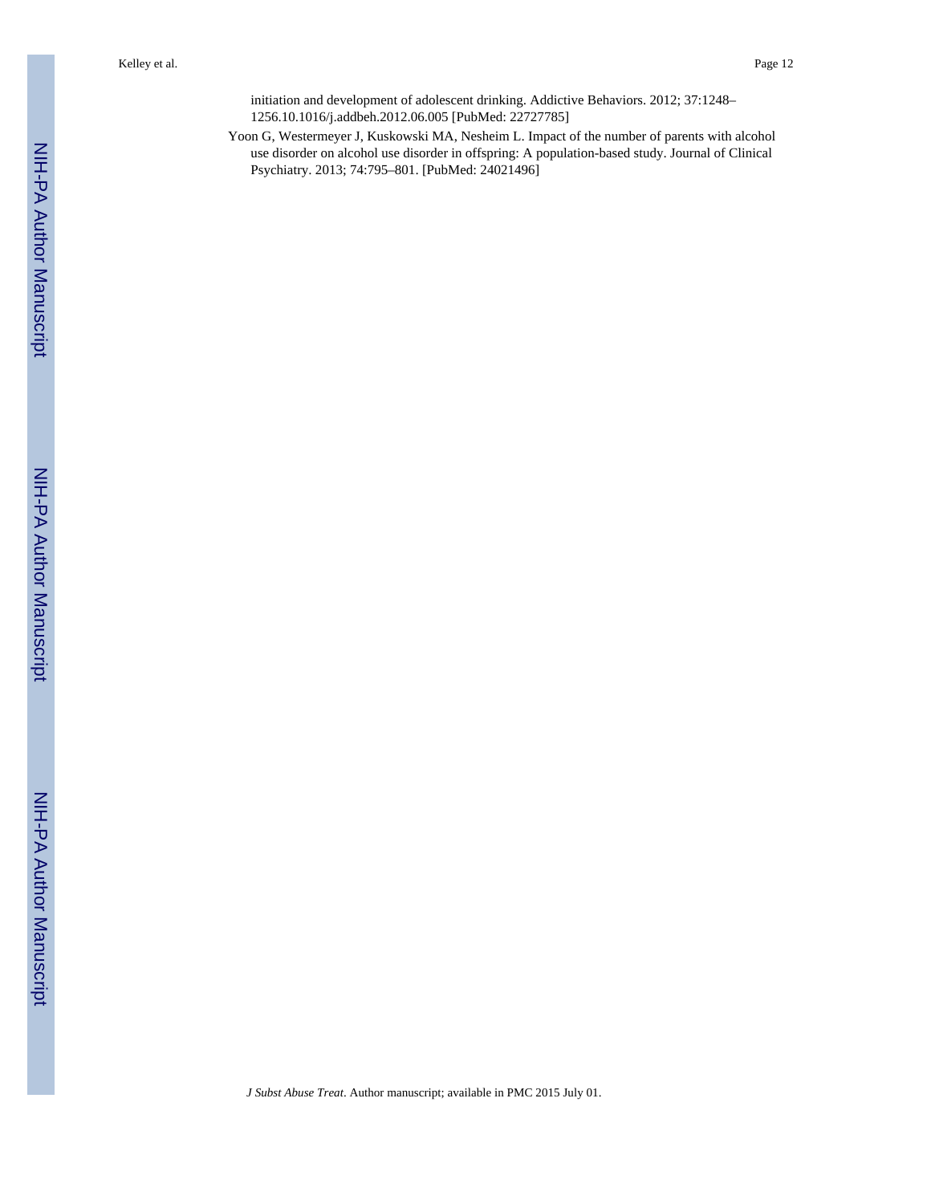initiation and development of adolescent drinking. Addictive Behaviors. 2012; 37:1248–1256.10.1016/j.addbeh.2012.06.005 [PubMed: 22727785]

Yoon G, Westermeyer J, Kuskowski MA, Nesheim L. Impact of the number of parents with alcohol use disorder on alcohol use disorder in offspring: A population-based study. Journal of Clinical Psychiatry. 2013; 74:795–801. [PubMed: 24021496]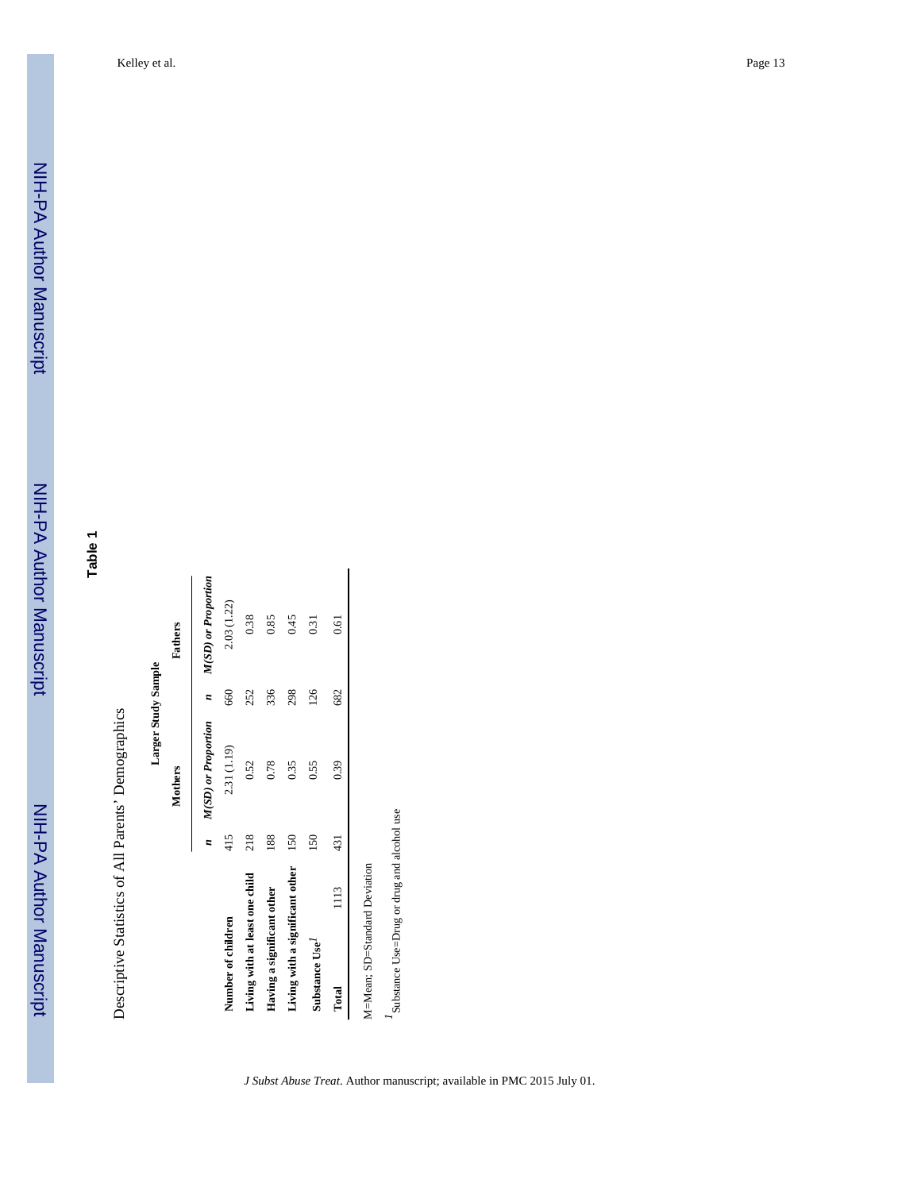## Table 1

Descriptive Statistics of All Parents' Demographics

| | Larger Study Sample | | | |
|---|---|---|---|---|
| | Mothers | | Fathers | |
| | *n* | *M(SD) or Proportion* | *n* | *M(SD) or Proportion* |
| **Number of children** | 415 | 2.31 (1.19) | 660 | 2.03 (1.22) |
| **Living with at least one child** | 218 | 0.52 | 252 | 0.38 |
| **Having a significant other** | 188 | 0.78 | 336 | 0.85 |
| **Living with a significant other** | 150 | 0.35 | 298 | 0.45 |
| **Substance Use**[1] | 150 | 0.55 | 126 | 0.31 |
| **Total** 1113 | 431 | 0.39 | 682 | 0.61 |

M=Mean; SD=Standard Deviation

[1] Substance Use=Drug or drug and alcohol use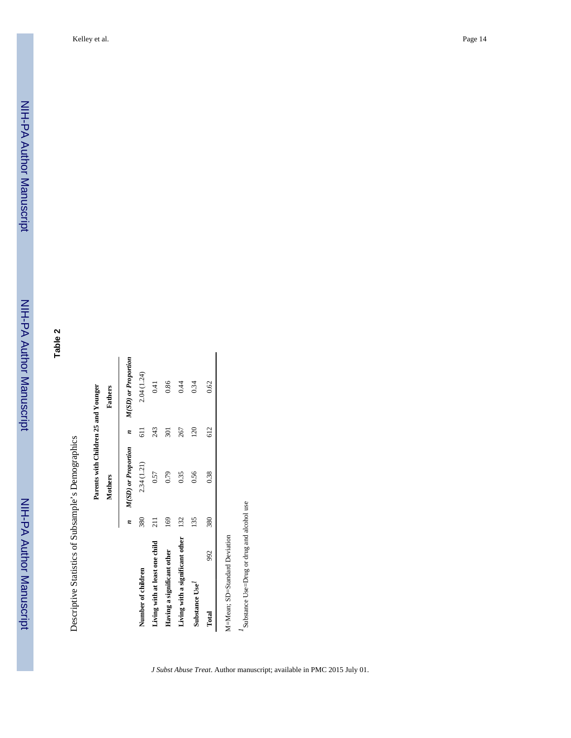## Table 2

Descriptive Statistics of Subsample's Demographics

| | Parents with Children 25 and Younger | | | |
|---|---|---|---|---|
| | Mothers | | Fathers | |
| | *n* | *M(SD) or Proportion* | *n* | *M(SD) or Proportion* |
| **Number of children** | 380 | 2.34 (1.21) | 611 | 2.04 (1.24) |
| **Living with at least one child** | 211 | 0.57 | 243 | 0.41 |
| **Having a significant other** | 169 | 0.79 | 301 | 0.86 |
| **Living with a significant other** | 132 | 0.35 | 267 | 0.44 |
| **Substance Use**[1] | 135 | 0.56 | 120 | 0.34 |
| **Total** 992 | 380 | 0.38 | 612 | 0.62 |

M=Mean; SD=Standard Deviation

[1] Substance Use=Drug or drug and alcohol use